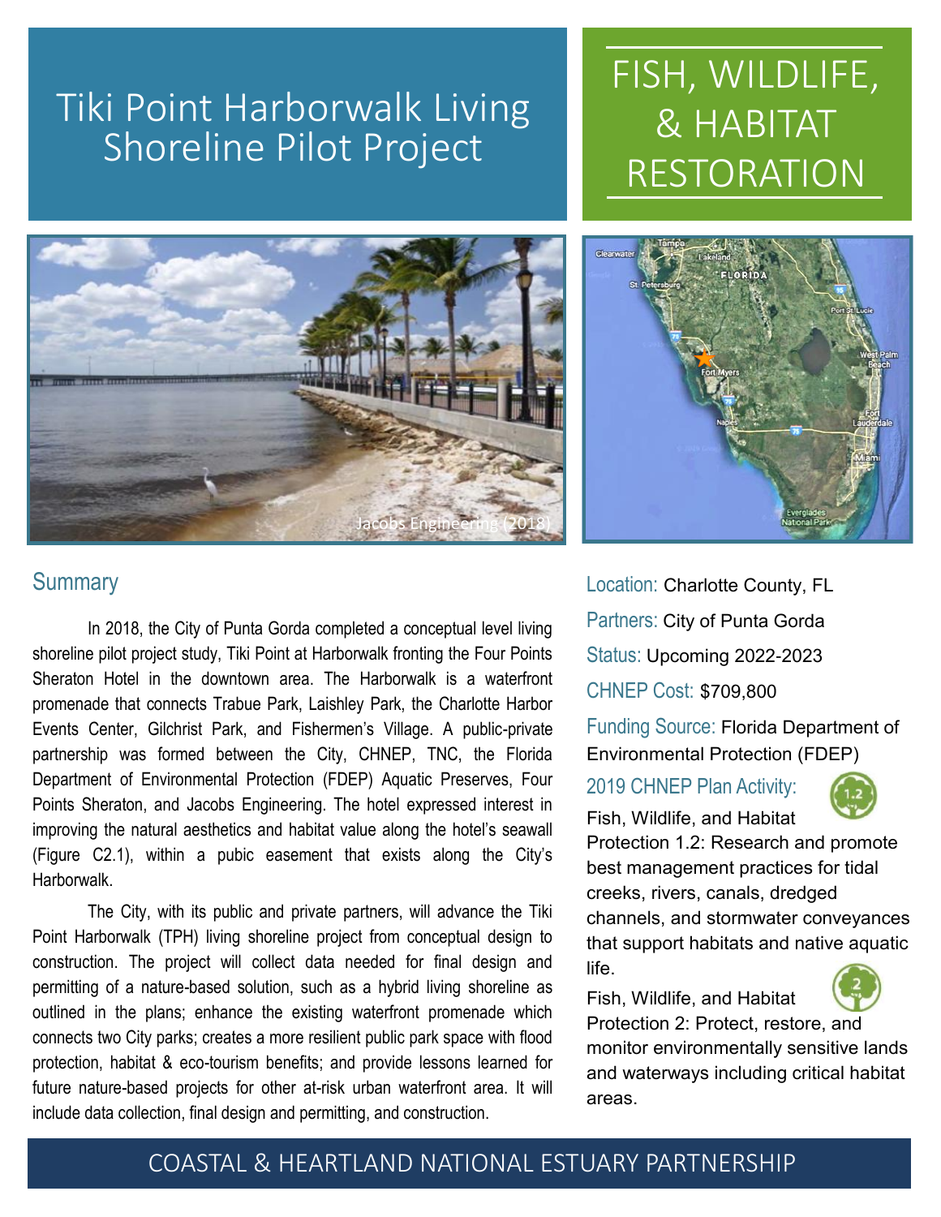# Tiki Point Harborwalk Living Shoreline Pilot Project

# FISH, WILDLIFE, & HABITAT RESTORATION

Jacobs Engineering (2018)

## Summary

In 2018, the City of Punta Gorda completed a conceptual level living shoreline pilot project study, Tiki Point at Harborwalk fronting the Four Points Sheraton Hotel in the downtown area. The Harborwalk is a waterfront promenade that connects Trabue Park, Laishley Park, the Charlotte Harbor Events Center, Gilchrist Park, and Fishermen's Village. A public-private partnership was formed between the City, CHNEP, TNC, the Florida Department of Environmental Protection (FDEP) Aquatic Preserves, Four Points Sheraton, and Jacobs Engineering. The hotel expressed interest in improving the natural aesthetics and habitat value along the hotel's seawall (Figure C2.1), within a pubic easement that exists along the City's Harborwalk.

The City, with its public and private partners, will advance the Tiki Point Harborwalk (TPH) living shoreline project from conceptual design to construction. The project will collect data needed for final design and permitting of a nature-based solution, such as a hybrid living shoreline as outlined in the plans; enhance the existing waterfront promenade which connects two City parks; creates a more resilient public park space with flood protection, habitat & eco-tourism benefits; and provide lessons learned for future nature-based projects for other at-risk urban waterfront area. It will include data collection, final design and permitting, and construction.

Location: Charlotte County, FL

Partners: City of Punta Gorda

Status: Upcoming 2022-2023

CHNEP Cost: $709,800

Funding Source: Florida Department of Environmental Protection (FDEP)

2019 CHNEP Plan Activity:

Fish, Wildlife, and Habitat Protection 1.2: Research and promote best management practices for tidal creeks, rivers, canals, dredged channels, and stormwater conveyances that support habitats and native aquatic life.

Fish, Wildlife, and Habitat Protection 2: Protect, restore, and monitor environmentally sensitive lands and waterways including critical habitat areas.

COASTAL & HEARTLAND NATIONAL ESTUARY PARTNERSHIP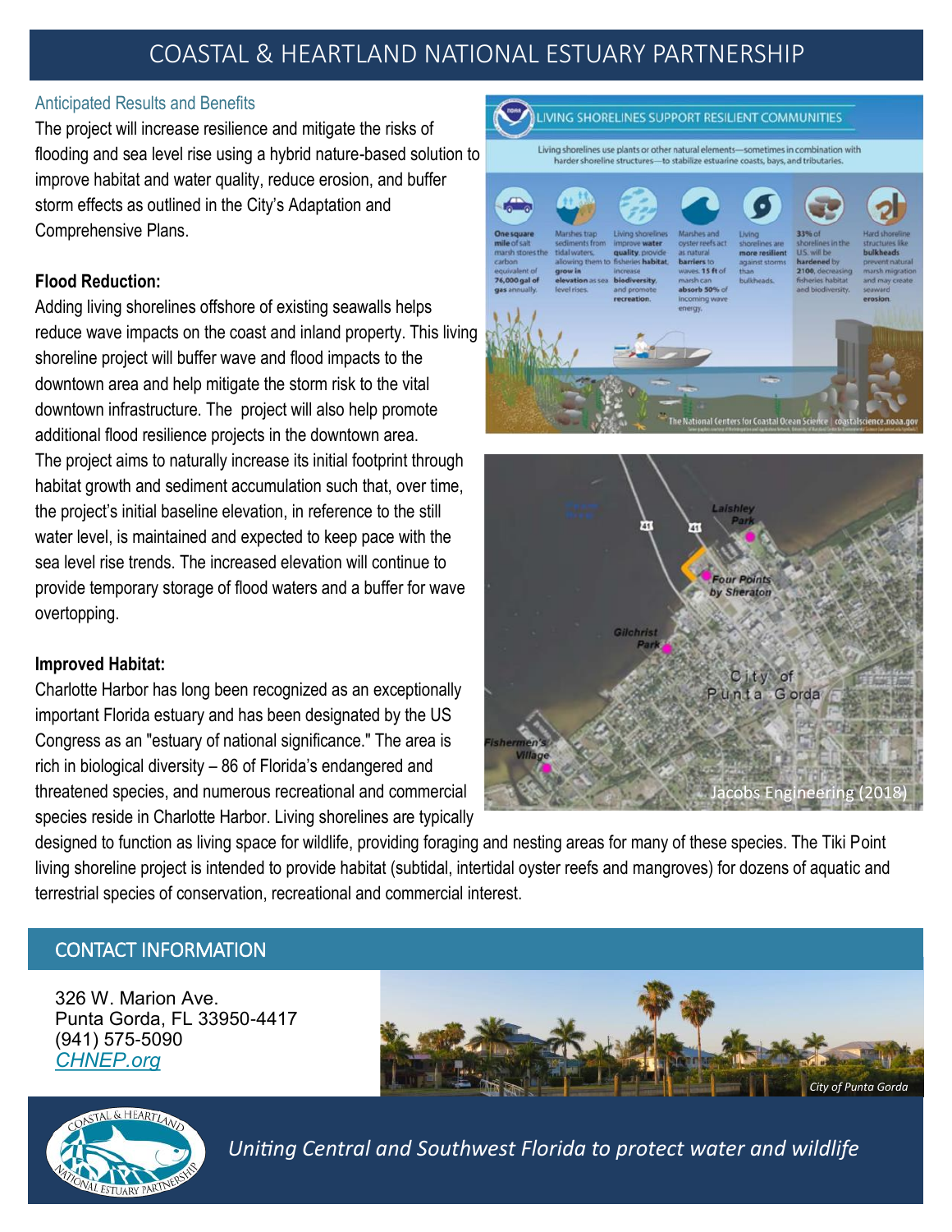# COASTAL & HEARTLAND NATIONAL ESTUARY PARTNERSHIP

## Anticipated Results and Benefits

The project will increase resilience and mitigate the risks of flooding and sea level rise using a hybrid nature-based solution to improve habitat and water quality, reduce erosion, and buffer storm effects as outlined in the City's Adaptation and Comprehensive Plans.

**Flood Reduction:**

Adding living shorelines offshore of existing seawalls helps reduce wave impacts on the coast and inland property. This living shoreline project will buffer wave and flood impacts to the downtown area and help mitigate the storm risk to the vital downtown infrastructure. The project will also help promote additional flood resilience projects in the downtown area. The project aims to naturally increase its initial footprint through habitat growth and sediment accumulation such that, over time, the project's initial baseline elevation, in reference to the still water level, is maintained and expected to keep pace with the sea level rise trends. The increased elevation will continue to provide temporary storage of flood waters and a buffer for wave overtopping.

**Improved Habitat:**

Charlotte Harbor has long been recognized as an exceptionally important Florida estuary and has been designated by the US Congress as an "estuary of national significance." The area is rich in biological diversity – 86 of Florida's endangered and threatened species, and numerous recreational and commercial species reside in Charlotte Harbor. Living shorelines are typically designed to function as living space for wildlife, providing foraging and nesting areas for many of these species. The Tiki Point living shoreline project is intended to provide habitat (subtidal, intertidal oyster reefs and mangroves) for dozens of aquatic and terrestrial species of conservation, recreational and commercial interest.

LIVING SHORELINES SUPPORT RESILIENT COMMUNITIES

Living shorelines use plants or other natural elements—sometimes in combination with harder shoreline structures—to stabilize estuarine coasts, bays, and tributaries.

One square mile of salt marsh stores the carbon equivalent of 76,000 gal of gas annually.

Marshes trap sediments from tidal waters, allowing them to grow in elevation as sea level rises.

Living shorelines improve water quality, provide fisheries habitat, increase biodiversity, and promote recreation.

Marshes and oyster reefs act as natural barriers to waves. 15 ft of marsh can absorb 50% of incoming wave energy.

Living shorelines are more resilient against storms than bulkheads.

33% of shorelines in the U.S. will be hardened by 2100, decreasing fisheries habitat and biodiversity.

Hard shoreline structures like bulkheads prevent natural marsh migration and may create seaward erosion.

The National Centers for Coastal Ocean Science | coastalscience.noaa.gov

Laishley Park

Four Points by Sheraton

Gilchrist Park

City of Punta Gorda

Fishermen's Village

Jacobs Engineering (2018)

## CONTACT INFORMATION

326 W. Marion Ave.
Punta Gorda, FL 33950-4417
(941) 575-5090
CHNEP.org

*City of Punta Gorda*

*Uniting Central and Southwest Florida to protect water and wildlife*